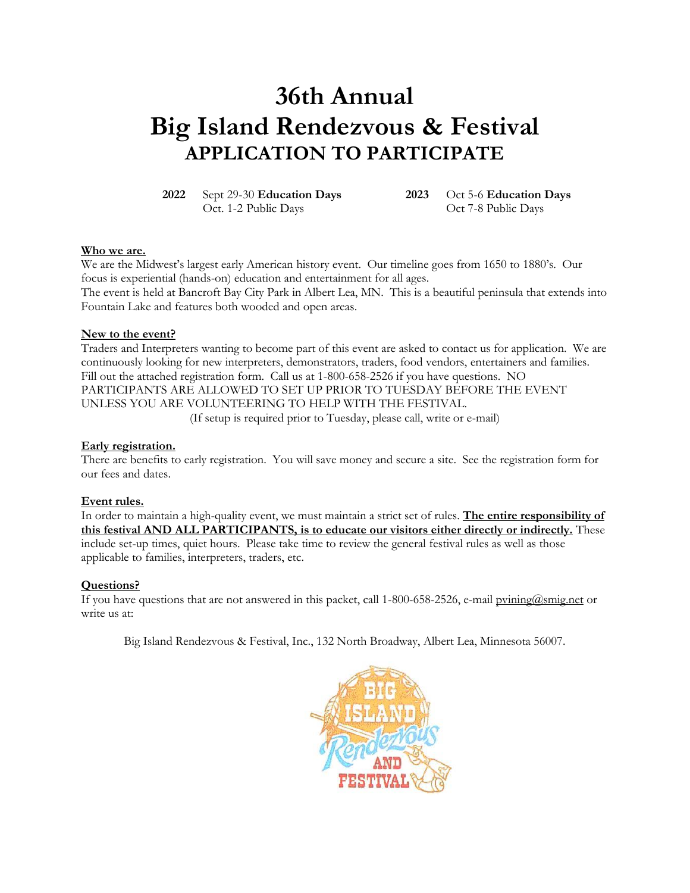# 36th Annual
# Big Island Rendezvous & Festival
## APPLICATION TO PARTICIPATE

| | | | |
|---|---|---|---|
| **2022** | Sept 29-30 **Education Days**<br>Oct. 1-2 Public Days | **2023** | Oct 5-6 **Education Days**<br>Oct 7-8 Public Days |

**Who we are.**

We are the Midwest's largest early American history event. Our timeline goes from 1650 to 1880's. Our focus is experiential (hands-on) education and entertainment for all ages.
The event is held at Bancroft Bay City Park in Albert Lea, MN. This is a beautiful peninsula that extends into Fountain Lake and features both wooded and open areas.

**New to the event?**

Traders and Interpreters wanting to become part of this event are asked to contact us for application. We are continuously looking for new interpreters, demonstrators, traders, food vendors, entertainers and families. Fill out the attached registration form. Call us at 1-800-658-2526 if you have questions. NO PARTICIPANTS ARE ALLOWED TO SET UP PRIOR TO TUESDAY BEFORE THE EVENT UNLESS YOU ARE VOLUNTEERING TO HELP WITH THE FESTIVAL.
(If setup is required prior to Tuesday, please call, write or e-mail)

**Early registration.**

There are benefits to early registration. You will save money and secure a site. See the registration form for our fees and dates.

**Event rules.**

In order to maintain a high-quality event, we must maintain a strict set of rules. **The entire responsibility of this festival AND ALL PARTICIPANTS, is to educate our visitors either directly or indirectly.** These include set-up times, quiet hours. Please take time to review the general festival rules as well as those applicable to families, interpreters, traders, etc.

**Questions?**

If you have questions that are not answered in this packet, call 1-800-658-2526, e-mail pvining@smig.net or write us at:

Big Island Rendezvous & Festival, Inc., 132 North Broadway, Albert Lea, Minnesota 56007.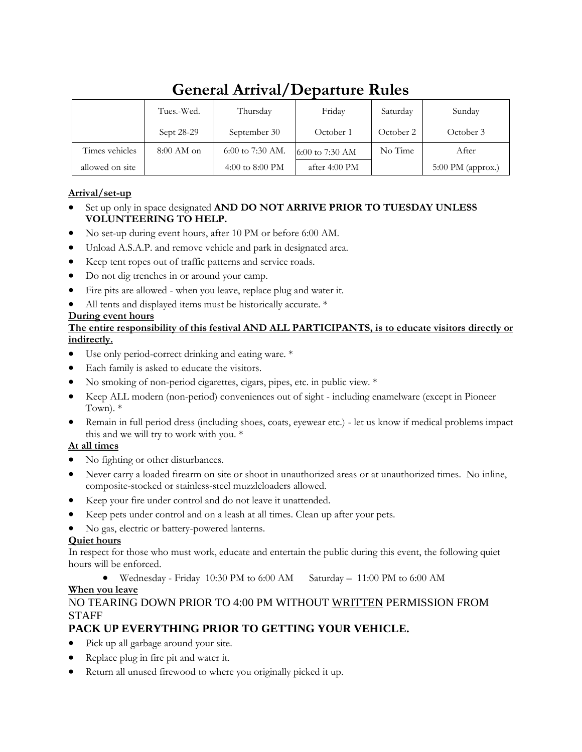# General Arrival/Departure Rules

| | Tues.-Wed. Sept 28-29 | Thursday September 30 | Friday October 1 | Saturday October 2 | Sunday October 3 |
|---|---|---|---|---|---|
| Times vehicles allowed on site | 8:00 AM on | 6:00 to 7:30 AM. 4:00 to 8:00 PM | 6:00 to 7:30 AM after 4:00 PM | No Time | After 5:00 PM (approx.) |

**Arrival/set-up**

- Set up only in space designated **AND DO NOT ARRIVE PRIOR TO TUESDAY UNLESS VOLUNTEERING TO HELP.**
- No set-up during event hours, after 10 PM or before 6:00 AM.
- Unload A.S.A.P. and remove vehicle and park in designated area.
- Keep tent ropes out of traffic patterns and service roads.
- Do not dig trenches in or around your camp.
- Fire pits are allowed - when you leave, replace plug and water it.
- All tents and displayed items must be historically accurate. *

**During event hours**

**The entire responsibility of this festival AND ALL PARTICIPANTS, is to educate visitors directly or indirectly.**

- Use only period-correct drinking and eating ware. *
- Each family is asked to educate the visitors.
- No smoking of non-period cigarettes, cigars, pipes, etc. in public view. *
- Keep ALL modern (non-period) conveniences out of sight - including enamelware (except in Pioneer Town). *
- Remain in full period dress (including shoes, coats, eyewear etc.) - let us know if medical problems impact this and we will try to work with you. *

**At all times**

- No fighting or other disturbances.
- Never carry a loaded firearm on site or shoot in unauthorized areas or at unauthorized times. No inline, composite-stocked or stainless-steel muzzleloaders allowed.
- Keep your fire under control and do not leave it unattended.
- Keep pets under control and on a leash at all times. Clean up after your pets.
- No gas, electric or battery-powered lanterns.

**Quiet hours**

In respect for those who must work, educate and entertain the public during this event, the following quiet hours will be enforced.

- Wednesday - Friday 10:30 PM to 6:00 AM Saturday – 11:00 PM to 6:00 AM

**When you leave**

NO TEARING DOWN PRIOR TO 4:00 PM WITHOUT WRITTEN PERMISSION FROM STAFF

**PACK UP EVERYTHING PRIOR TO GETTING YOUR VEHICLE.**

- Pick up all garbage around your site.
- Replace plug in fire pit and water it.
- Return all unused firewood to where you originally picked it up.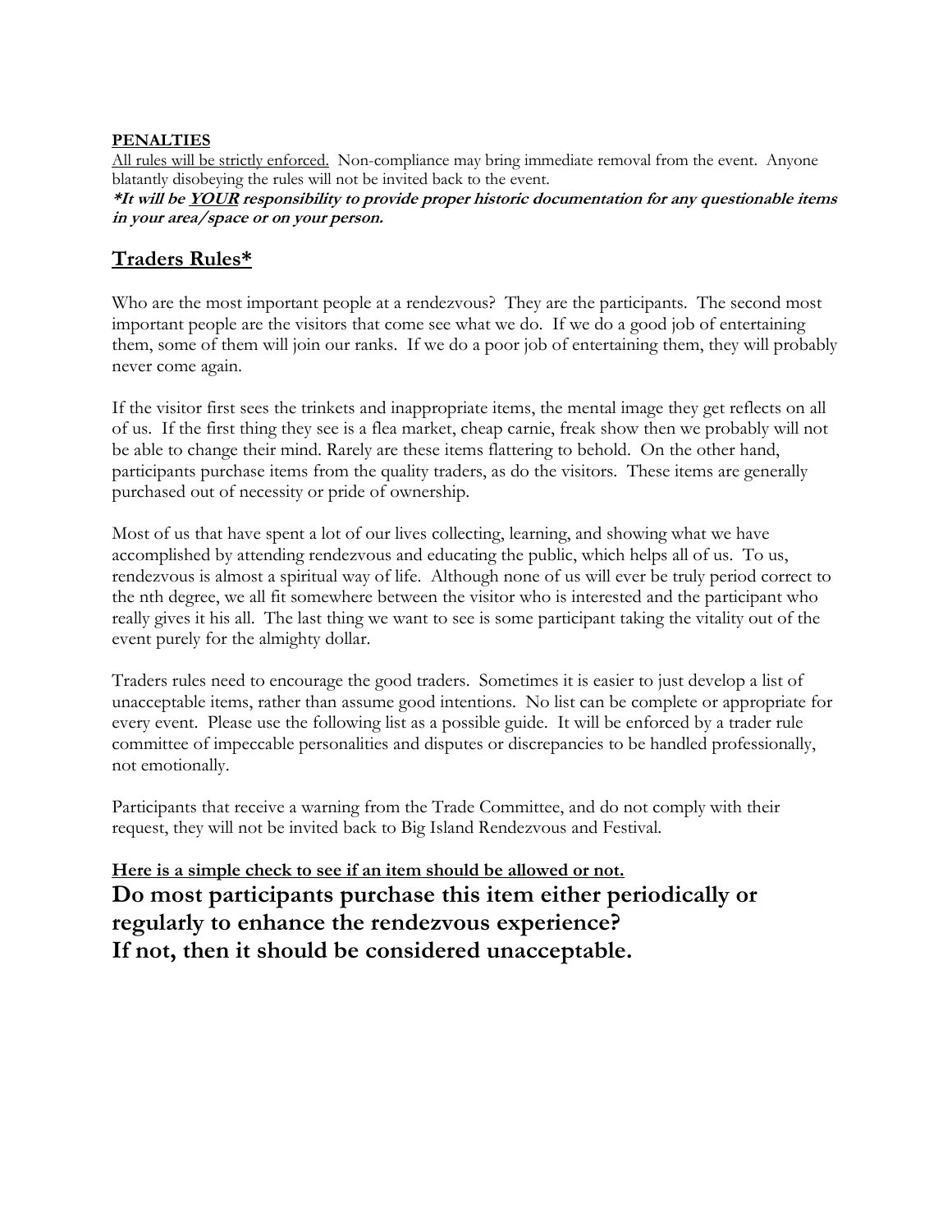**PENALTIES**

All rules will be strictly enforced. Non-compliance may bring immediate removal from the event. Anyone blatantly disobeying the rules will not be invited back to the event.

***It will be YOUR responsibility to provide proper historic documentation for any questionable items in your area/space or on your person.***

## Traders Rules*

Who are the most important people at a rendezvous? They are the participants. The second most important people are the visitors that come see what we do. If we do a good job of entertaining them, some of them will join our ranks. If we do a poor job of entertaining them, they will probably never come again.

If the visitor first sees the trinkets and inappropriate items, the mental image they get reflects on all of us. If the first thing they see is a flea market, cheap carnie, freak show then we probably will not be able to change their mind. Rarely are these items flattering to behold. On the other hand, participants purchase items from the quality traders, as do the visitors. These items are generally purchased out of necessity or pride of ownership.

Most of us that have spent a lot of our lives collecting, learning, and showing what we have accomplished by attending rendezvous and educating the public, which helps all of us. To us, rendezvous is almost a spiritual way of life. Although none of us will ever be truly period correct to the nth degree, we all fit somewhere between the visitor who is interested and the participant who really gives it his all. The last thing we want to see is some participant taking the vitality out of the event purely for the almighty dollar.

Traders rules need to encourage the good traders. Sometimes it is easier to just develop a list of unacceptable items, rather than assume good intentions. No list can be complete or appropriate for every event. Please use the following list as a possible guide. It will be enforced by a trader rule committee of impeccable personalities and disputes or discrepancies to be handled professionally, not emotionally.

Participants that receive a warning from the Trade Committee, and do not comply with their request, they will not be invited back to Big Island Rendezvous and Festival.

**Here is a simple check to see if an item should be allowed or not.**

**Do most participants purchase this item either periodically or regularly to enhance the rendezvous experience?
If not, then it should be considered unacceptable.**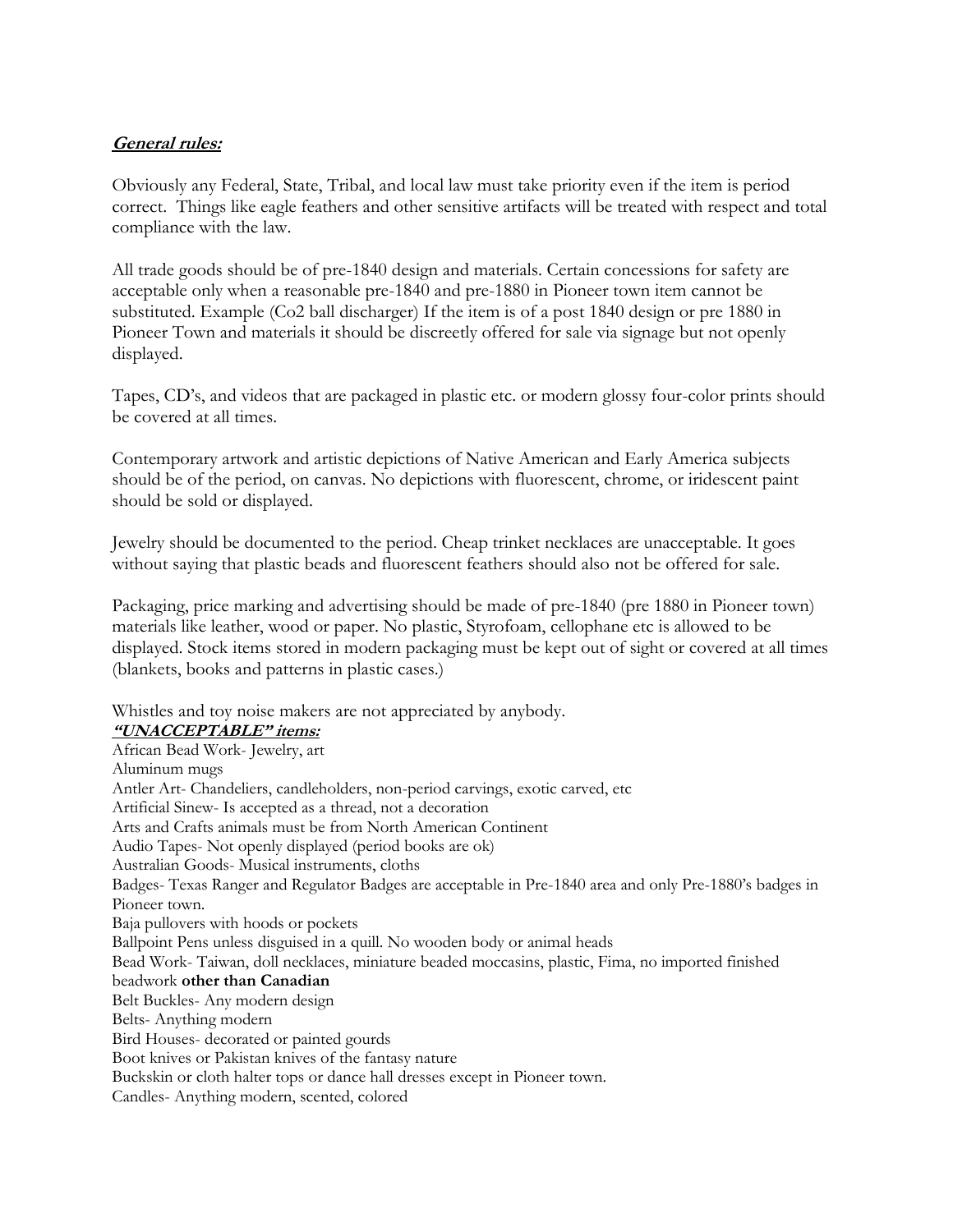***General rules:***

Obviously any Federal, State, Tribal, and local law must take priority even if the item is period correct. Things like eagle feathers and other sensitive artifacts will be treated with respect and total compliance with the law.

All trade goods should be of pre-1840 design and materials. Certain concessions for safety are acceptable only when a reasonable pre-1840 and pre-1880 in Pioneer town item cannot be substituted. Example (Co2 ball discharger) If the item is of a post 1840 design or pre 1880 in Pioneer Town and materials it should be discreetly offered for sale via signage but not openly displayed.

Tapes, CD's, and videos that are packaged in plastic etc. or modern glossy four-color prints should be covered at all times.

Contemporary artwork and artistic depictions of Native American and Early America subjects should be of the period, on canvas. No depictions with fluorescent, chrome, or iridescent paint should be sold or displayed.

Jewelry should be documented to the period. Cheap trinket necklaces are unacceptable. It goes without saying that plastic beads and fluorescent feathers should also not be offered for sale.

Packaging, price marking and advertising should be made of pre-1840 (pre 1880 in Pioneer town) materials like leather, wood or paper. No plastic, Styrofoam, cellophane etc is allowed to be displayed. Stock items stored in modern packaging must be kept out of sight or covered at all times (blankets, books and patterns in plastic cases.)

Whistles and toy noise makers are not appreciated by anybody.

***"UNACCEPTABLE" items:***

African Bead Work- Jewelry, art
Aluminum mugs
Antler Art- Chandeliers, candleholders, non-period carvings, exotic carved, etc
Artificial Sinew- Is accepted as a thread, not a decoration
Arts and Crafts animals must be from North American Continent
Audio Tapes- Not openly displayed (period books are ok)
Australian Goods- Musical instruments, cloths
Badges- Texas Ranger and Regulator Badges are acceptable in Pre-1840 area and only Pre-1880's badges in Pioneer town.
Baja pullovers with hoods or pockets
Ballpoint Pens unless disguised in a quill. No wooden body or animal heads
Bead Work- Taiwan, doll necklaces, miniature beaded moccasins, plastic, Fima, no imported finished beadwork **other than Canadian**
Belt Buckles- Any modern design
Belts- Anything modern
Bird Houses- decorated or painted gourds
Boot knives or Pakistan knives of the fantasy nature
Buckskin or cloth halter tops or dance hall dresses except in Pioneer town.
Candles- Anything modern, scented, colored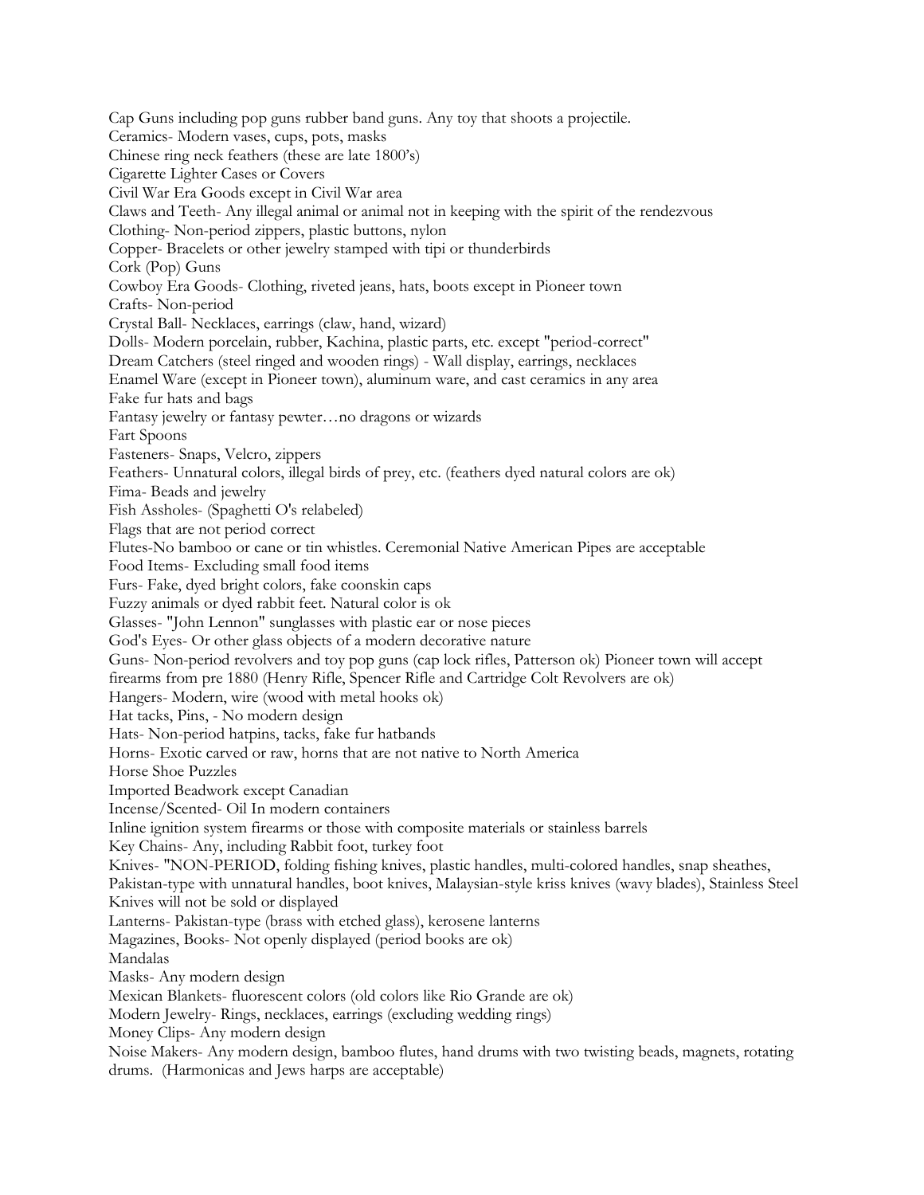Cap Guns including pop guns rubber band guns. Any toy that shoots a projectile.
Ceramics- Modern vases, cups, pots, masks
Chinese ring neck feathers (these are late 1800's)
Cigarette Lighter Cases or Covers
Civil War Era Goods except in Civil War area
Claws and Teeth- Any illegal animal or animal not in keeping with the spirit of the rendezvous
Clothing- Non-period zippers, plastic buttons, nylon
Copper- Bracelets or other jewelry stamped with tipi or thunderbirds
Cork (Pop) Guns
Cowboy Era Goods- Clothing, riveted jeans, hats, boots except in Pioneer town
Crafts- Non-period
Crystal Ball- Necklaces, earrings (claw, hand, wizard)
Dolls- Modern porcelain, rubber, Kachina, plastic parts, etc. except "period-correct"
Dream Catchers (steel ringed and wooden rings) - Wall display, earrings, necklaces
Enamel Ware (except in Pioneer town), aluminum ware, and cast ceramics in any area
Fake fur hats and bags
Fantasy jewelry or fantasy pewter…no dragons or wizards
Fart Spoons
Fasteners- Snaps, Velcro, zippers
Feathers- Unnatural colors, illegal birds of prey, etc. (feathers dyed natural colors are ok)
Fima- Beads and jewelry
Fish Assholes- (Spaghetti O's relabeled)
Flags that are not period correct
Flutes-No bamboo or cane or tin whistles. Ceremonial Native American Pipes are acceptable
Food Items- Excluding small food items
Furs- Fake, dyed bright colors, fake coonskin caps
Fuzzy animals or dyed rabbit feet. Natural color is ok
Glasses- "John Lennon" sunglasses with plastic ear or nose pieces
God's Eyes- Or other glass objects of a modern decorative nature
Guns- Non-period revolvers and toy pop guns (cap lock rifles, Patterson ok) Pioneer town will accept firearms from pre 1880 (Henry Rifle, Spencer Rifle and Cartridge Colt Revolvers are ok)
Hangers- Modern, wire (wood with metal hooks ok)
Hat tacks, Pins, - No modern design
Hats- Non-period hatpins, tacks, fake fur hatbands
Horns- Exotic carved or raw, horns that are not native to North America
Horse Shoe Puzzles
Imported Beadwork except Canadian
Incense/Scented- Oil In modern containers
Inline ignition system firearms or those with composite materials or stainless barrels
Key Chains- Any, including Rabbit foot, turkey foot
Knives- "NON-PERIOD, folding fishing knives, plastic handles, multi-colored handles, snap sheathes, Pakistan-type with unnatural handles, boot knives, Malaysian-style kriss knives (wavy blades), Stainless Steel Knives will not be sold or displayed
Lanterns- Pakistan-type (brass with etched glass), kerosene lanterns
Magazines, Books- Not openly displayed (period books are ok)
Mandalas
Masks- Any modern design
Mexican Blankets- fluorescent colors (old colors like Rio Grande are ok)
Modern Jewelry- Rings, necklaces, earrings (excluding wedding rings)
Money Clips- Any modern design
Noise Makers- Any modern design, bamboo flutes, hand drums with two twisting beads, magnets, rotating drums. (Harmonicas and Jews harps are acceptable)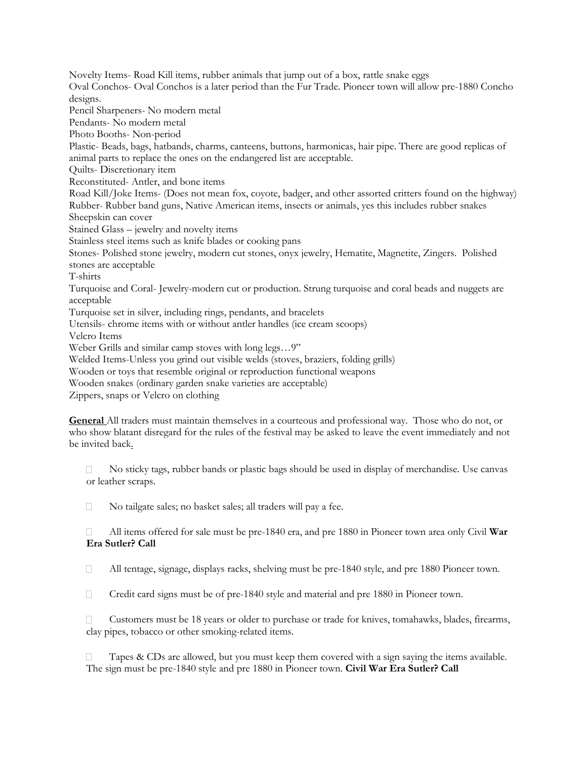Novelty Items- Road Kill items, rubber animals that jump out of a box, rattle snake eggs
Oval Conchos- Oval Conchos is a later period than the Fur Trade. Pioneer town will allow pre-1880 Concho designs.
Pencil Sharpeners- No modern metal
Pendants- No modern metal
Photo Booths- Non-period
Plastic- Beads, bags, hatbands, charms, canteens, buttons, harmonicas, hair pipe. There are good replicas of animal parts to replace the ones on the endangered list are acceptable.
Quilts- Discretionary item
Reconstituted- Antler, and bone items
Road Kill/Joke Items- (Does not mean fox, coyote, badger, and other assorted critters found on the highway)
Rubber- Rubber band guns, Native American items, insects or animals, yes this includes rubber snakes
Sheepskin can cover
Stained Glass – jewelry and novelty items
Stainless steel items such as knife blades or cooking pans
Stones- Polished stone jewelry, modern cut stones, onyx jewelry, Hematite, Magnetite, Zingers. Polished stones are acceptable
T-shirts
Turquoise and Coral- Jewelry-modern cut or production. Strung turquoise and coral beads and nuggets are acceptable
Turquoise set in silver, including rings, pendants, and bracelets
Utensils- chrome items with or without antler handles (ice cream scoops)
Velcro Items
Weber Grills and similar camp stoves with long legs…9"
Welded Items-Unless you grind out visible welds (stoves, braziers, folding grills)
Wooden or toys that resemble original or reproduction functional weapons
Wooden snakes (ordinary garden snake varieties are acceptable)
Zippers, snaps or Velcro on clothing

**General** All traders must maintain themselves in a courteous and professional way. Those who do not, or who show blatant disregard for the rules of the festival may be asked to leave the event immediately and not be invited back.

- No sticky tags, rubber bands or plastic bags should be used in display of merchandise. Use canvas or leather scraps.
- No tailgate sales; no basket sales; all traders will pay a fee.
- All items offered for sale must be pre-1840 era, and pre 1880 in Pioneer town area only Civil **War Era Sutler? Call**
- All tentage, signage, displays racks, shelving must be pre-1840 style, and pre 1880 Pioneer town.
- Credit card signs must be of pre-1840 style and material and pre 1880 in Pioneer town.
- Customers must be 18 years or older to purchase or trade for knives, tomahawks, blades, firearms, clay pipes, tobacco or other smoking-related items.
- Tapes & CDs are allowed, but you must keep them covered with a sign saying the items available. The sign must be pre-1840 style and pre 1880 in Pioneer town. **Civil War Era Sutler? Call**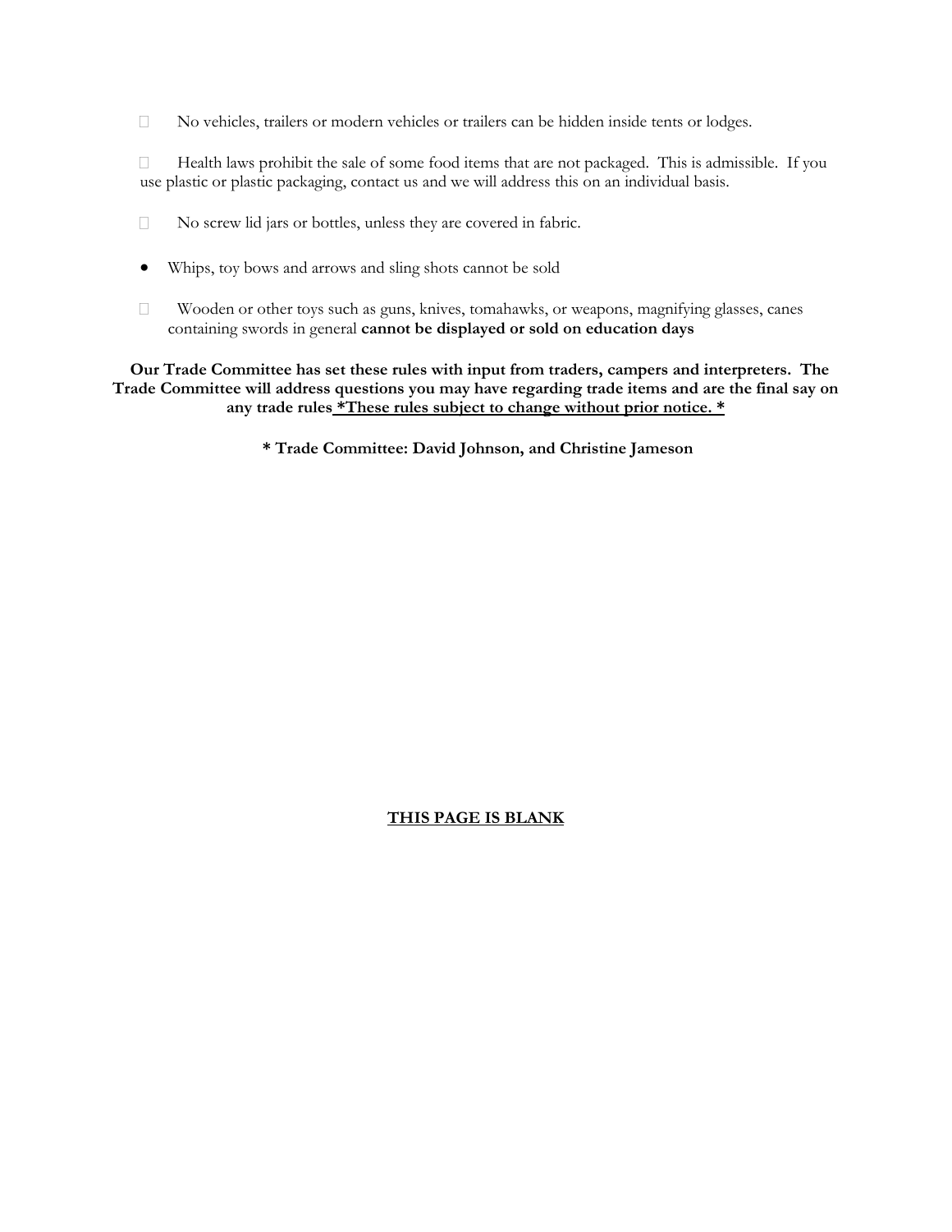- No vehicles, trailers or modern vehicles or trailers can be hidden inside tents or lodges.

- Health laws prohibit the sale of some food items that are not packaged. This is admissible. If you use plastic or plastic packaging, contact us and we will address this on an individual basis.

- No screw lid jars or bottles, unless they are covered in fabric.

- Whips, toy bows and arrows and sling shots cannot be sold

- Wooden or other toys such as guns, knives, tomahawks, or weapons, magnifying glasses, canes containing swords in general **cannot be displayed or sold on education days**

**Our Trade Committee has set these rules with input from traders, campers and interpreters. The Trade Committee will address questions you may have regarding trade items and are the final say on any trade rules <u>*These rules subject to change without prior notice. *</u>**

**\* Trade Committee: David Johnson, and Christine Jameson**

**<u>THIS PAGE IS BLANK</u>**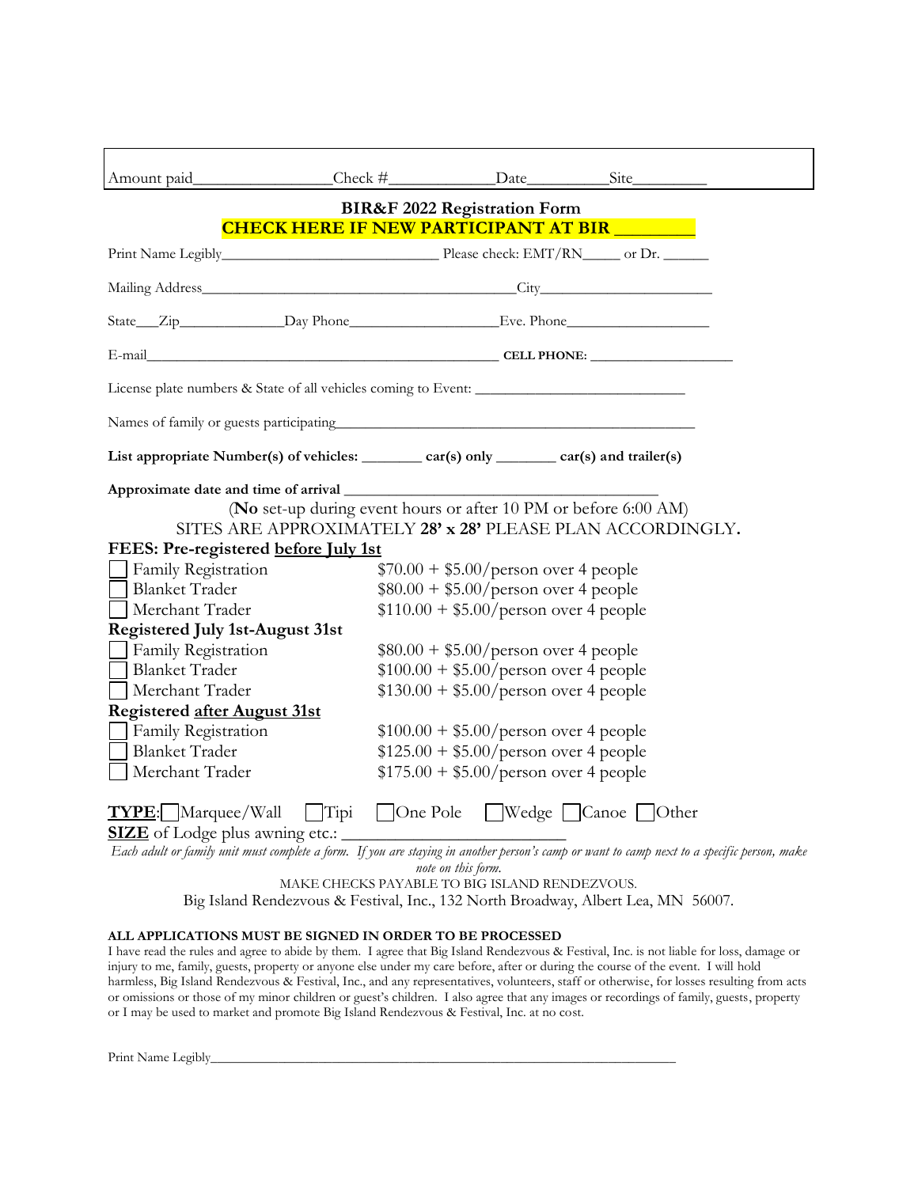Amount paid________________Check #____________Date__________Site_________

## BIR&F 2022 Registration Form

**CHECK HERE IF NEW PARTICIPANT AT BIR ________**

Print Name Legibly___________________________ Please check: EMT/RN_____ or Dr. ______

Mailing Address________________________________________City______________________

State___Zip_____________Day Phone__________________Eve. Phone__________________

E-mail______________________________________________ **CELL PHONE:** ___________________

License plate numbers & State of all vehicles coming to Event: ___________________________

Names of family or guests participating___________________________________________

**List appropriate Number(s) of vehicles: ________ car(s) only ________ car(s) and trailer(s)**

**Approximate date and time of arrival** ____________________________________

(**No** set-up during event hours or after 10 PM or before 6:00 AM)

SITES ARE APPROXIMATELY **28' x 28'** PLEASE PLAN ACCORDINGLY.

**FEES: Pre-registered <u>before July 1st</u>**

- ☐ Family Registration — $70.00 + $5.00/person over 4 people
- ☐ Blanket Trader — $80.00 + $5.00/person over 4 people
- ☐ Merchant Trader — $110.00 + $5.00/person over 4 people

**Registered July 1st-August 31st**

- ☐ Family Registration — $80.00 + $5.00/person over 4 people
- ☐ Blanket Trader — $100.00 + $5.00/person over 4 people
- ☐ Merchant Trader — $130.00 + $5.00/person over 4 people

**Registered <u>after August 31st</u>**

- ☐ Family Registration — $100.00 + $5.00/person over 4 people
- ☐ Blanket Trader — $125.00 + $5.00/person over 4 people
- ☐ Merchant Trader — $175.00 + $5.00/person over 4 people

**<u>TYPE</u>**: ☐ Marquee/Wall ☐ Tipi ☐ One Pole ☐ Wedge ☐ Canoe ☐ Other

**<u>SIZE</u>** of Lodge plus awning etc.: ________________________

*Each adult or family unit must complete a form. If you are staying in another person's camp or want to camp next to a specific person, make note on this form.*

MAKE CHECKS PAYABLE TO BIG ISLAND RENDEZVOUS.

Big Island Rendezvous & Festival, Inc., 132 North Broadway, Albert Lea, MN 56007.

**ALL APPLICATIONS MUST BE SIGNED IN ORDER TO BE PROCESSED**

I have read the rules and agree to abide by them. I agree that Big Island Rendezvous & Festival, Inc. is not liable for loss, damage or injury to me, family, guests, property or anyone else under my care before, after or during the course of the event. I will hold harmless, Big Island Rendezvous & Festival, Inc., and any representatives, volunteers, staff or otherwise, for losses resulting from acts or omissions or those of my minor children or guest's children. I also agree that any images or recordings of family, guests, property or I may be used to market and promote Big Island Rendezvous & Festival, Inc. at no cost.

Print Name Legibly_______________________________________________________________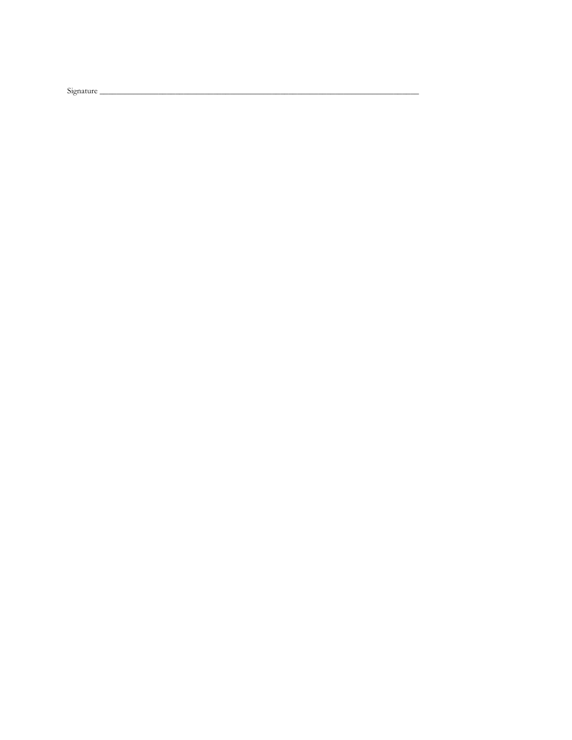Signature ___________________________________________________________________________